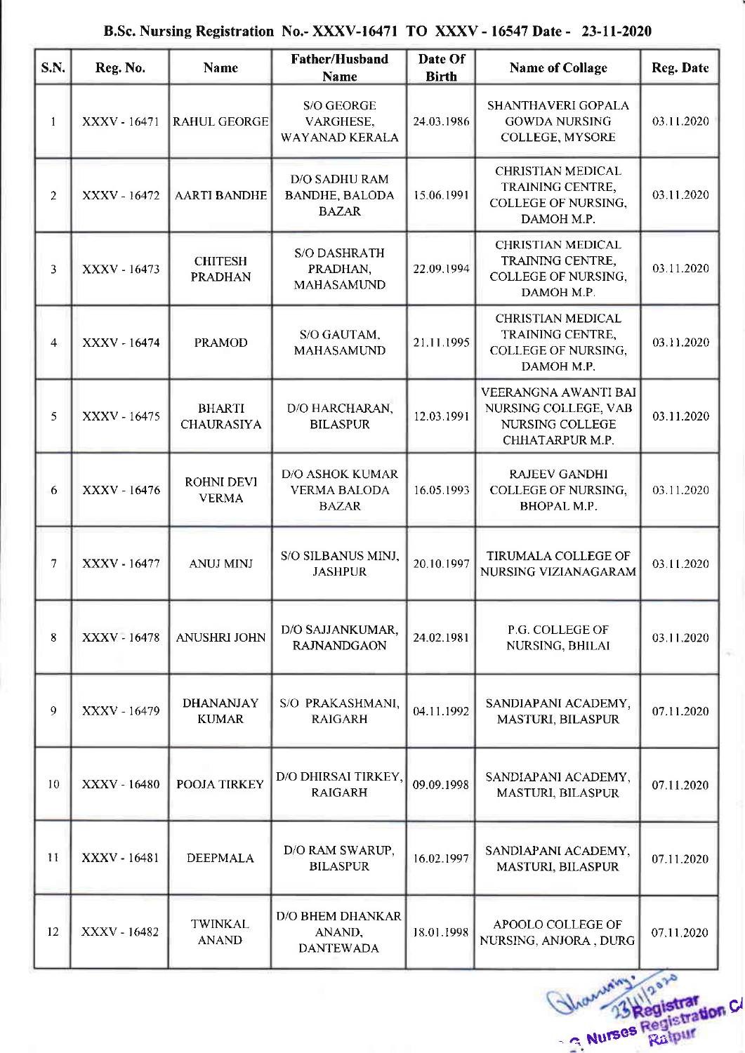**B.Sc. Nursing Registration No.- XXXV-16471 TO XXXV - 16547 Date - 23-11-2020**

| S.N. | Reg. No. | Name | Father/Husband Name | Date Of Birth | Name of Collage | Reg. Date |
|---|---|---|---|---|---|---|
| 1 | XXXV - 16471 | RAHUL GEORGE | S/O GEORGE VARGHESE, WAYANAD KERALA | 24.03.1986 | SHANTHAVERI GOPALA GOWDA NURSING COLLEGE, MYSORE | 03.11.2020 |
| 2 | XXXV - 16472 | AARTI BANDHE | D/O SADHU RAM BANDHE, BALODA BAZAR | 15.06.1991 | CHRISTIAN MEDICAL TRAINING CENTRE, COLLEGE OF NURSING, DAMOH M.P. | 03.11.2020 |
| 3 | XXXV - 16473 | CHITESH PRADHAN | S/O DASHRATH PRADHAN, MAHASAMUND | 22.09.1994 | CHRISTIAN MEDICAL TRAINING CENTRE, COLLEGE OF NURSING, DAMOH M.P. | 03.11.2020 |
| 4 | XXXV - 16474 | PRAMOD | S/O GAUTAM, MAHASAMUND | 21.11.1995 | CHRISTIAN MEDICAL TRAINING CENTRE, COLLEGE OF NURSING, DAMOH M.P. | 03.11.2020 |
| 5 | XXXV - 16475 | BHARTI CHAURASIYA | D/O HARCHARAN, BILASPUR | 12.03.1991 | VEERANGNA AWANTI BAI NURSING COLLEGE, VAB NURSING COLLEGE CHHATARPUR M.P. | 03.11.2020 |
| 6 | XXXV - 16476 | ROHNI DEVI VERMA | D/O ASHOK KUMAR VERMA BALODA BAZAR | 16.05.1993 | RAJEEV GANDHI COLLEGE OF NURSING, BHOPAL M.P. | 03.11.2020 |
| 7 | XXXV - 16477 | ANUJ MINJ | S/O SILBANUS MINJ, JASHPUR | 20.10.1997 | TIRUMALA COLLEGE OF NURSING VIZIANAGARAM | 03.11.2020 |
| 8 | XXXV - 16478 | ANUSHRI JOHN | D/O SAJJANKUMAR, RAJNANDGAON | 24.02.1981 | P.G. COLLEGE OF NURSING, BHILAI | 03.11.2020 |
| 9 | XXXV - 16479 | DHANANJAY KUMAR | S/O PRAKASHMANI, RAIGARH | 04.11.1992 | SANDIAPANI ACADEMY, MASTURI, BILASPUR | 07.11.2020 |
| 10 | XXXV - 16480 | POOJA TIRKEY | D/O DHIRSAI TIRKEY, RAIGARH | 09.09.1998 | SANDIAPANI ACADEMY, MASTURI, BILASPUR | 07.11.2020 |
| 11 | XXXV - 16481 | DEEPMALA | D/O RAM SWARUP, BILASPUR | 16.02.1997 | SANDIAPANI ACADEMY, MASTURI, BILASPUR | 07.11.2020 |
| 12 | XXXV - 16482 | TWINKAL ANAND | D/O BHEM DHANKAR ANAND, DANTEWADA | 18.01.1998 | APOOLO COLLEGE OF NURSING, ANJORA , DURG | 07.11.2020 |

Registrar
C. Nurses Registration C
Raipur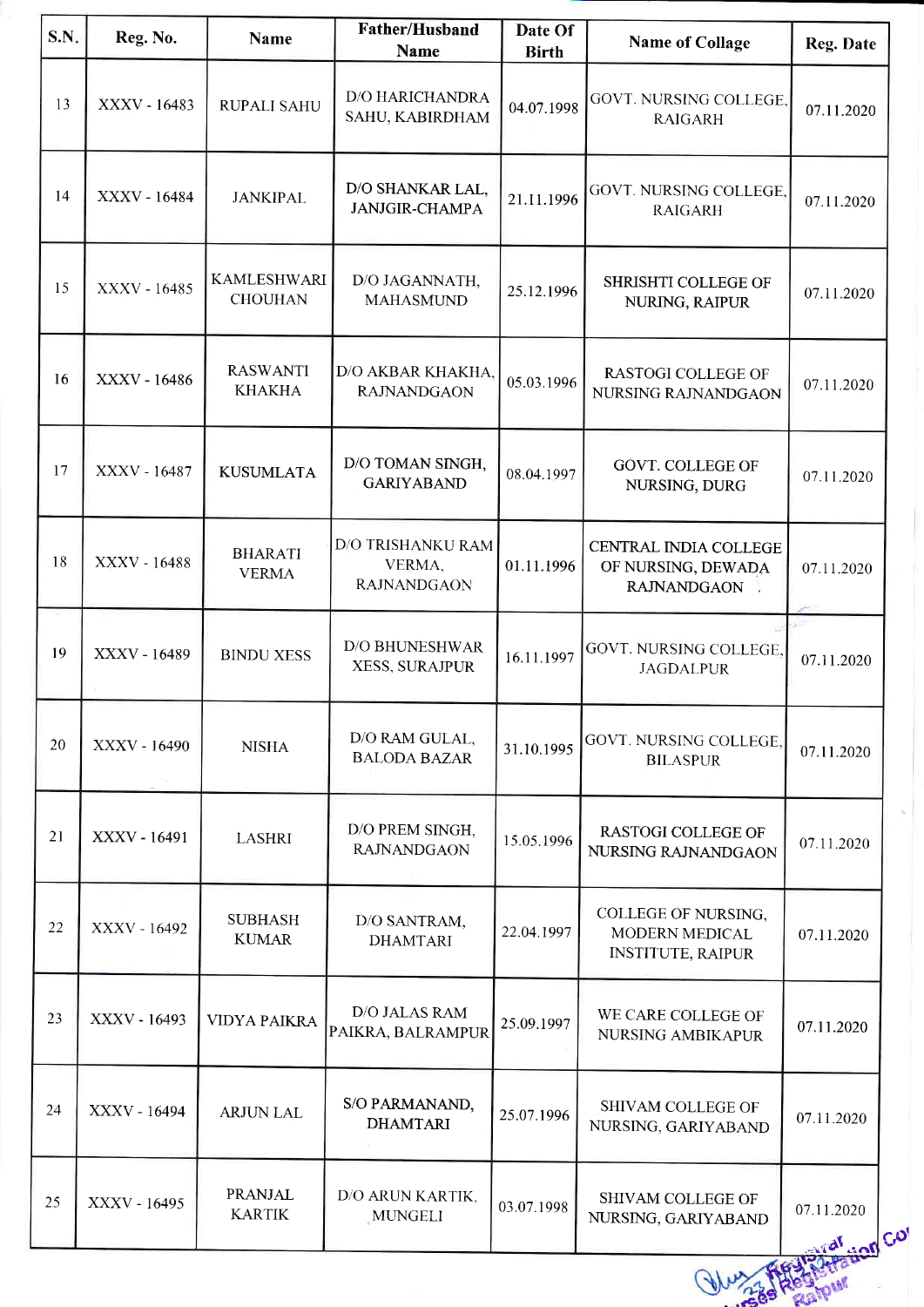| S.N. | Reg. No. | Name | Father/Husband Name | Date Of Birth | Name of Collage | Reg. Date |
|---|---|---|---|---|---|---|
| 13 | XXXV - 16483 | RUPALI SAHU | D/O HARICHANDRA SAHU, KABIRDHAM | 04.07.1998 | GOVT. NURSING COLLEGE, RAIGARH | 07.11.2020 |
| 14 | XXXV - 16484 | JANKIPAL | D/O SHANKAR LAL, JANJGIR-CHAMPA | 21.11.1996 | GOVT. NURSING COLLEGE, RAIGARH | 07.11.2020 |
| 15 | XXXV - 16485 | KAMLESHWARI CHOUHAN | D/O JAGANNATH, MAHASMUND | 25.12.1996 | SHRISHTI COLLEGE OF NURING, RAIPUR | 07.11.2020 |
| 16 | XXXV - 16486 | RASWANTI KHAKHA | D/O AKBAR KHAKHA, RAJNANDGAON | 05.03.1996 | RASTOGI COLLEGE OF NURSING RAJNANDGAON | 07.11.2020 |
| 17 | XXXV - 16487 | KUSUMLATA | D/O TOMAN SINGH, GARIYABAND | 08.04.1997 | GOVT. COLLEGE OF NURSING, DURG | 07.11.2020 |
| 18 | XXXV - 16488 | BHARATI VERMA | D/O TRISHANKU RAM VERMA, RAJNANDGAON | 01.11.1996 | CENTRAL INDIA COLLEGE OF NURSING, DEWADA RAJNANDGAON | 07.11.2020 |
| 19 | XXXV - 16489 | BINDU XESS | D/O BHUNESHWAR XESS, SURAJPUR | 16.11.1997 | GOVT. NURSING COLLEGE, JAGDALPUR | 07.11.2020 |
| 20 | XXXV - 16490 | NISHA | D/O RAM GULAL, BALODA BAZAR | 31.10.1995 | GOVT. NURSING COLLEGE, BILASPUR | 07.11.2020 |
| 21 | XXXV - 16491 | LASHRI | D/O PREM SINGH, RAJNANDGAON | 15.05.1996 | RASTOGI COLLEGE OF NURSING RAJNANDGAON | 07.11.2020 |
| 22 | XXXV - 16492 | SUBHASH KUMAR | D/O SANTRAM, DHAMTARI | 22.04.1997 | COLLEGE OF NURSING, MODERN MEDICAL INSTITUTE, RAIPUR | 07.11.2020 |
| 23 | XXXV - 16493 | VIDYA PAIKRA | D/O JALAS RAM PAIKRA, BALRAMPUR | 25.09.1997 | WE CARE COLLEGE OF NURSING AMBIKAPUR | 07.11.2020 |
| 24 | XXXV - 16494 | ARJUN LAL | S/O PARMANAND, DHAMTARI | 25.07.1996 | SHIVAM COLLEGE OF NURSING, GARIYABAND | 07.11.2020 |
| 25 | XXXV - 16495 | PRANJAL KARTIK | D/O ARUN KARTIK, MUNGELI | 03.07.1998 | SHIVAM COLLEGE OF NURSING, GARIYABAND | 07.11.2020 |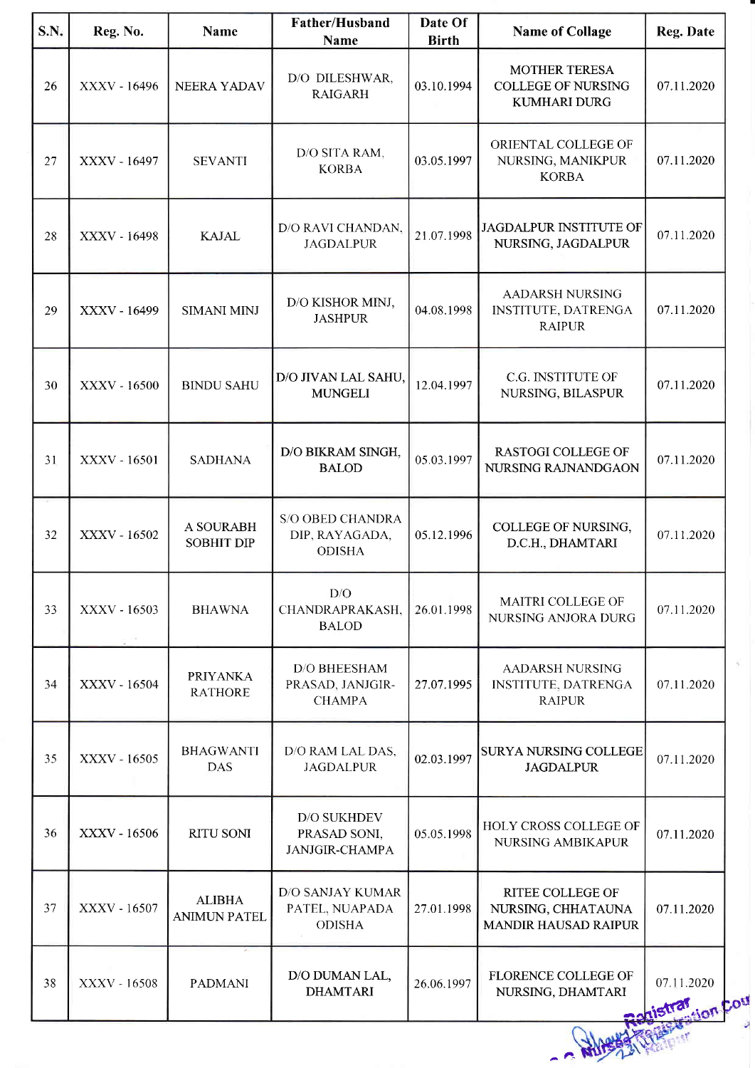| S.N. | Reg. No. | Name | Father/Husband Name | Date Of Birth | Name of Collage | Reg. Date |
|---|---|---|---|---|---|---|
| 26 | XXXV - 16496 | NEERA YADAV | D/O DILESHWAR, RAIGARH | 03.10.1994 | MOTHER TERESA COLLEGE OF NURSING KUMHARI DURG | 07.11.2020 |
| 27 | XXXV - 16497 | SEVANTI | D/O SITA RAM, KORBA | 03.05.1997 | ORIENTAL COLLEGE OF NURSING, MANIKPUR KORBA | 07.11.2020 |
| 28 | XXXV - 16498 | KAJAL | D/O RAVI CHANDAN, JAGDALPUR | 21.07.1998 | JAGDALPUR INSTITUTE OF NURSING, JAGDALPUR | 07.11.2020 |
| 29 | XXXV - 16499 | SIMANI MINJ | D/O KISHOR MINJ, JASHPUR | 04.08.1998 | AADARSH NURSING INSTITUTE, DATRENGA RAIPUR | 07.11.2020 |
| 30 | XXXV - 16500 | BINDU SAHU | D/O JIVAN LAL SAHU, MUNGELI | 12.04.1997 | C.G. INSTITUTE OF NURSING, BILASPUR | 07.11.2020 |
| 31 | XXXV - 16501 | SADHANA | D/O BIKRAM SINGH, BALOD | 05.03.1997 | RASTOGI COLLEGE OF NURSING RAJNANDGAON | 07.11.2020 |
| 32 | XXXV - 16502 | A SOURABH SOBHIT DIP | S/O OBED CHANDRA DIP, RAYAGADA, ODISHA | 05.12.1996 | COLLEGE OF NURSING, D.C.H., DHAMTARI | 07.11.2020 |
| 33 | XXXV - 16503 | BHAWNA | D/O CHANDRAPRAKASH, BALOD | 26.01.1998 | MAITRI COLLEGE OF NURSING ANJORA DURG | 07.11.2020 |
| 34 | XXXV - 16504 | PRIYANKA RATHORE | D/O BHEESHAM PRASAD, JANJGIR-CHAMPA | 27.07.1995 | AADARSH NURSING INSTITUTE, DATRENGA RAIPUR | 07.11.2020 |
| 35 | XXXV - 16505 | BHAGWANTI DAS | D/O RAM LAL DAS, JAGDALPUR | 02.03.1997 | SURYA NURSING COLLEGE JAGDALPUR | 07.11.2020 |
| 36 | XXXV - 16506 | RITU SONI | D/O SUKHDEV PRASAD SONI, JANJGIR-CHAMPA | 05.05.1998 | HOLY CROSS COLLEGE OF NURSING AMBIKAPUR | 07.11.2020 |
| 37 | XXXV - 16507 | ALIBHA ANIMUN PATEL | D/O SANJAY KUMAR PATEL, NUAPADA ODISHA | 27.01.1998 | RITEE COLLEGE OF NURSING, CHHATAUNA MANDIR HAUSAD RAIPUR | 07.11.2020 |
| 38 | XXXV - 16508 | PADMANI | D/O DUMAN LAL, DHAMTARI | 26.06.1997 | FLORENCE COLLEGE OF NURSING, DHAMTARI | 07.11.2020 |

Registrar
C.G. Nurses Registration Council
Raipur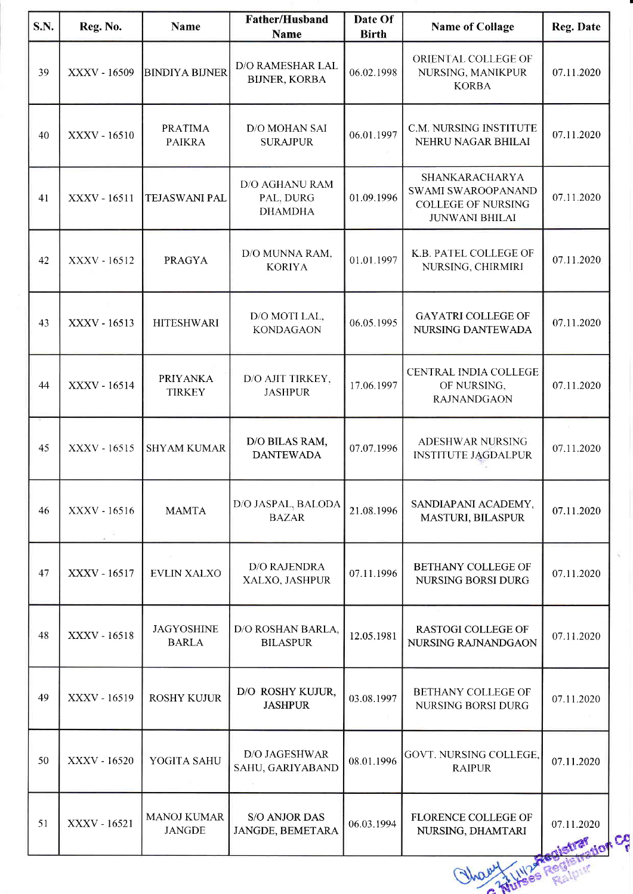| S.N. | Reg. No. | Name | Father/Husband Name | Date Of Birth | Name of Collage | Reg. Date |
|---|---|---|---|---|---|---|
| 39 | XXXV - 16509 | BINDIYA BIJNER | D/O RAMESHAR LAL BIJNER, KORBA | 06.02.1998 | ORIENTAL COLLEGE OF NURSING, MANIKPUR KORBA | 07.11.2020 |
| 40 | XXXV - 16510 | PRATIMA PAIKRA | D/O MOHAN SAI SURAJPUR | 06.01.1997 | C.M. NURSING INSTITUTE NEHRU NAGAR BHILAI | 07.11.2020 |
| 41 | XXXV - 16511 | TEJASWANI PAL | D/O AGHANU RAM PAL, DURG DHAMDHA | 01.09.1996 | SHANKARACHARYA SWAMI SWAROOPANAND COLLEGE OF NURSING JUNWANI BHILAI | 07.11.2020 |
| 42 | XXXV - 16512 | PRAGYA | D/O MUNNA RAM, KORIYA | 01.01.1997 | K.B. PATEL COLLEGE OF NURSING, CHIRMIRI | 07.11.2020 |
| 43 | XXXV - 16513 | HITESHWARI | D/O MOTI LAL, KONDAGAON | 06.05.1995 | GAYATRI COLLEGE OF NURSING DANTEWADA | 07.11.2020 |
| 44 | XXXV - 16514 | PRIYANKA TIRKEY | D/O AJIT TIRKEY, JASHPUR | 17.06.1997 | CENTRAL INDIA COLLEGE OF NURSING, RAJNANDGAON | 07.11.2020 |
| 45 | XXXV - 16515 | SHYAM KUMAR | D/O BILAS RAM, DANTEWADA | 07.07.1996 | ADESHWAR NURSING INSTITUTE JAGDALPUR | 07.11.2020 |
| 46 | XXXV - 16516 | MAMTA | D/O JASPAL, BALODA BAZAR | 21.08.1996 | SANDIAPANI ACADEMY, MASTURI, BILASPUR | 07.11.2020 |
| 47 | XXXV - 16517 | EVLIN XALXO | D/O RAJENDRA XALXO, JASHPUR | 07.11.1996 | BETHANY COLLEGE OF NURSING BORSI DURG | 07.11.2020 |
| 48 | XXXV - 16518 | JAGYOSHINE BARLA | D/O ROSHAN BARLA, BILASPUR | 12.05.1981 | RASTOGI COLLEGE OF NURSING RAJNANDGAON | 07.11.2020 |
| 49 | XXXV - 16519 | ROSHY KUJUR | D/O ROSHY KUJUR, JASHPUR | 03.08.1997 | BETHANY COLLEGE OF NURSING BORSI DURG | 07.11.2020 |
| 50 | XXXV - 16520 | YOGITA SAHU | D/O JAGESHWAR SAHU, GARIYABAND | 08.01.1996 | GOVT. NURSING COLLEGE, RAIPUR | 07.11.2020 |
| 51 | XXXV - 16521 | MANOJ KUMAR JANGDE | S/O ANJOR DAS JANGDE, BEMETARA | 06.03.1994 | FLORENCE COLLEGE OF NURSING, DHAMTARI | 07.11.2020 |

Registrar
Nurses Registration Council
Raipur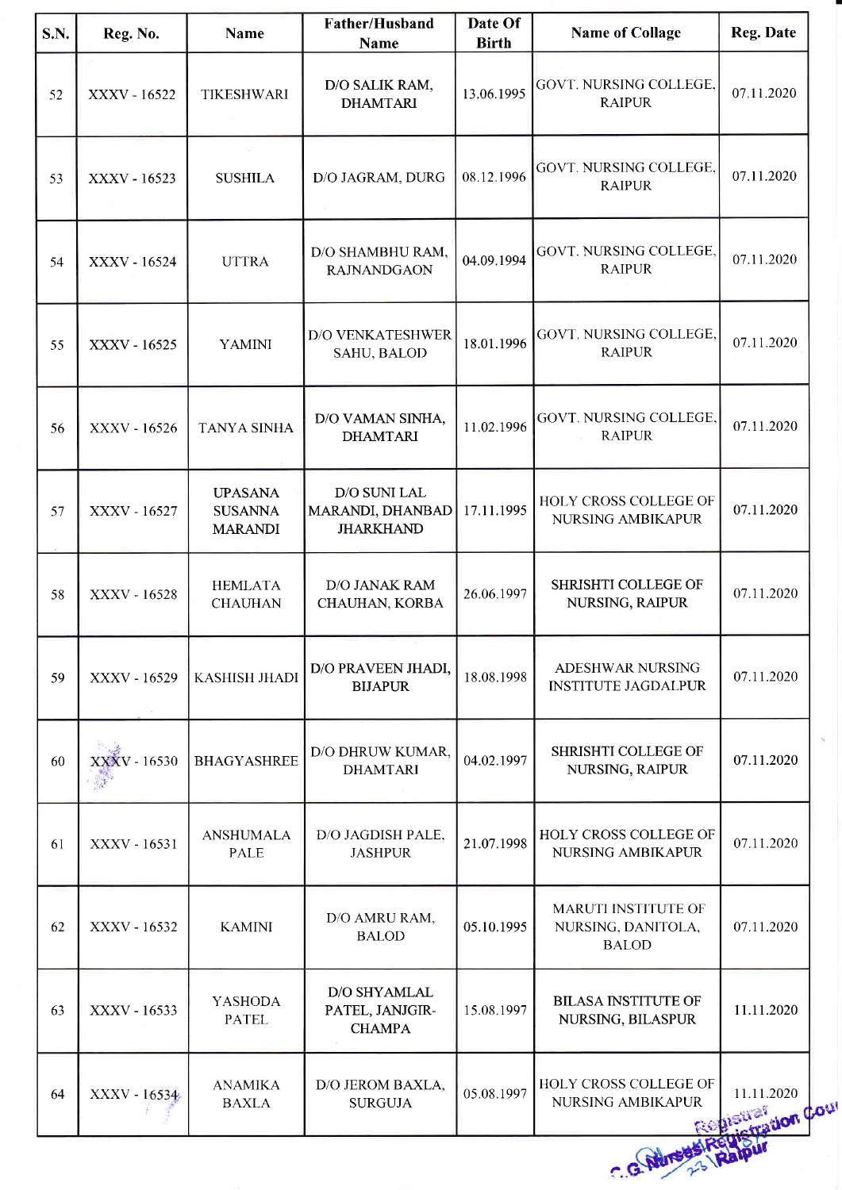| S.N. | Reg. No. | Name | Father/Husband Name | Date Of Birth | Name of Collage | Reg. Date |
|---|---|---|---|---|---|---|
| 52 | XXXV - 16522 | TIKESHWARI | D/O SALIK RAM, DHAMTARI | 13.06.1995 | GOVT. NURSING COLLEGE, RAIPUR | 07.11.2020 |
| 53 | XXXV - 16523 | SUSHILA | D/O JAGRAM, DURG | 08.12.1996 | GOVT. NURSING COLLEGE, RAIPUR | 07.11.2020 |
| 54 | XXXV - 16524 | UTTRA | D/O SHAMBHU RAM, RAJNANDGAON | 04.09.1994 | GOVT. NURSING COLLEGE, RAIPUR | 07.11.2020 |
| 55 | XXXV - 16525 | YAMINI | D/O VENKATESHWER SAHU, BALOD | 18.01.1996 | GOVT. NURSING COLLEGE, RAIPUR | 07.11.2020 |
| 56 | XXXV - 16526 | TANYA SINHA | D/O VAMAN SINHA, DHAMTARI | 11.02.1996 | GOVT. NURSING COLLEGE, RAIPUR | 07.11.2020 |
| 57 | XXXV - 16527 | UPASANA SUSANNA MARANDI | D/O SUNI LAL MARANDI, DHANBAD JHARKHAND | 17.11.1995 | HOLY CROSS COLLEGE OF NURSING AMBIKAPUR | 07.11.2020 |
| 58 | XXXV - 16528 | HEMLATA CHAUHAN | D/O JANAK RAM CHAUHAN, KORBA | 26.06.1997 | SHRISHTI COLLEGE OF NURSING, RAIPUR | 07.11.2020 |
| 59 | XXXV - 16529 | KASHISH JHADI | D/O PRAVEEN JHADI, BIJAPUR | 18.08.1998 | ADESHWAR NURSING INSTITUTE JAGDALPUR | 07.11.2020 |
| 60 | XXXV - 16530 | BHAGYASHREE | D/O DHRUW KUMAR, DHAMTARI | 04.02.1997 | SHRISHTI COLLEGE OF NURSING, RAIPUR | 07.11.2020 |
| 61 | XXXV - 16531 | ANSHUMALA PALE | D/O JAGDISH PALE, JASHPUR | 21.07.1998 | HOLY CROSS COLLEGE OF NURSING AMBIKAPUR | 07.11.2020 |
| 62 | XXXV - 16532 | KAMINI | D/O AMRU RAM, BALOD | 05.10.1995 | MARUTI INSTITUTE OF NURSING, DANITOLA, BALOD | 07.11.2020 |
| 63 | XXXV - 16533 | YASHODA PATEL | D/O SHYAMLAL PATEL, JANJGIR-CHAMPA | 15.08.1997 | BILASA INSTITUTE OF NURSING, BILASPUR | 11.11.2020 |
| 64 | XXXV - 16534 | ANAMIKA BAXLA | D/O JEROM BAXLA, SURGUJA | 05.08.1997 | HOLY CROSS COLLEGE OF NURSING AMBIKAPUR | 11.11.2020 |

Registrar
C.G. Nurses Registration Council
Raipur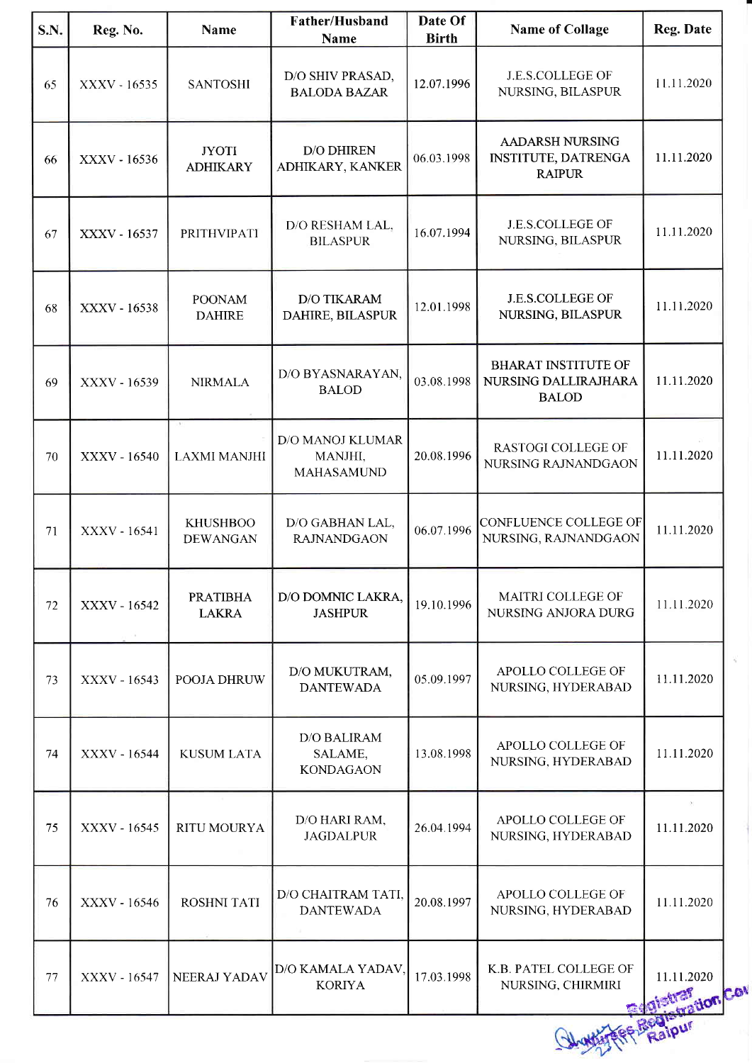| S.N. | Reg. No. | Name | Father/Husband Name | Date Of Birth | Name of Collage | Reg. Date |
|---|---|---|---|---|---|---|
| 65 | XXXV - 16535 | SANTOSHI | D/O SHIV PRASAD, BALODA BAZAR | 12.07.1996 | J.E.S.COLLEGE OF NURSING, BILASPUR | 11.11.2020 |
| 66 | XXXV - 16536 | JYOTI ADHIKARY | D/O DHIREN ADHIKARY, KANKER | 06.03.1998 | AADARSH NURSING INSTITUTE, DATRENGA RAIPUR | 11.11.2020 |
| 67 | XXXV - 16537 | PRITHVIPATI | D/O RESHAM LAL, BILASPUR | 16.07.1994 | J.E.S.COLLEGE OF NURSING, BILASPUR | 11.11.2020 |
| 68 | XXXV - 16538 | POONAM DAHIRE | D/O TIKARAM DAHIRE, BILASPUR | 12.01.1998 | J.E.S.COLLEGE OF NURSING, BILASPUR | 11.11.2020 |
| 69 | XXXV - 16539 | NIRMALA | D/O BYASNARAYAN, BALOD | 03.08.1998 | BHARAT INSTITUTE OF NURSING DALLIRAJHARA BALOD | 11.11.2020 |
| 70 | XXXV - 16540 | LAXMI MANJHI | D/O MANOJ KLUMAR MANJHI, MAHASAMUND | 20.08.1996 | RASTOGI COLLEGE OF NURSING RAJNANDGAON | 11.11.2020 |
| 71 | XXXV - 16541 | KHUSHBOO DEWANGAN | D/O GABHAN LAL, RAJNANDGAON | 06.07.1996 | CONFLUENCE COLLEGE OF NURSING, RAJNANDGAON | 11.11.2020 |
| 72 | XXXV - 16542 | PRATIBHA LAKRA | D/O DOMNIC LAKRA, JASHPUR | 19.10.1996 | MAITRI COLLEGE OF NURSING ANJORA DURG | 11.11.2020 |
| 73 | XXXV - 16543 | POOJA DHRUW | D/O MUKUTRAM, DANTEWADA | 05.09.1997 | APOLLO COLLEGE OF NURSING, HYDERABAD | 11.11.2020 |
| 74 | XXXV - 16544 | KUSUM LATA | D/O BALIRAM SALAME, KONDAGAON | 13.08.1998 | APOLLO COLLEGE OF NURSING, HYDERABAD | 11.11.2020 |
| 75 | XXXV - 16545 | RITU MOURYA | D/O HARI RAM, JAGDALPUR | 26.04.1994 | APOLLO COLLEGE OF NURSING, HYDERABAD | 11.11.2020 |
| 76 | XXXV - 16546 | ROSHNI TATI | D/O CHAITRAM TATI, DANTEWADA | 20.08.1997 | APOLLO COLLEGE OF NURSING, HYDERABAD | 11.11.2020 |
| 77 | XXXV - 16547 | NEERAJ YADAV | D/O KAMALA YADAV, KORIYA | 17.03.1998 | K.B. PATEL COLLEGE OF NURSING, CHIRMIRI | 11.11.2020 |

Registrar
Nurses Registration Council
Raipur